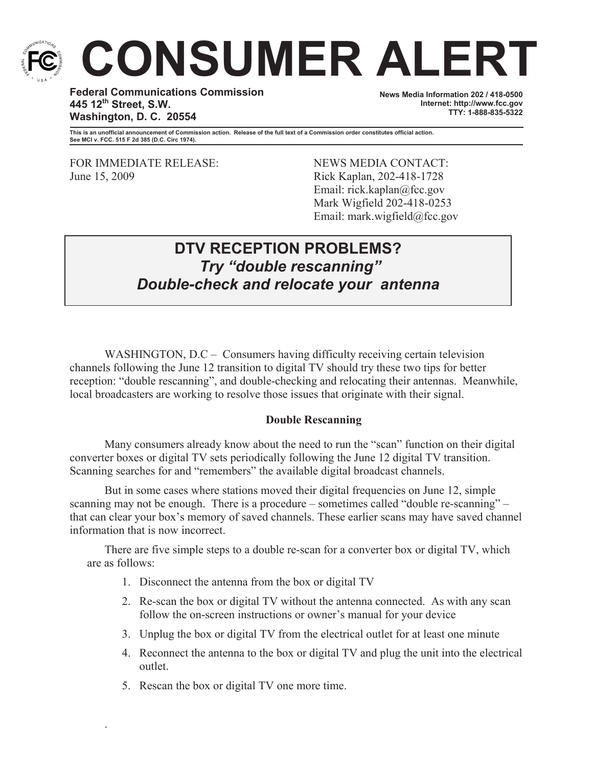# CONSUMER ALERT

**Federal Communications Commission**
**445 12th Street, S.W.**
**Washington, D. C. 20554**

**News Media Information 202 / 418-0500**
**Internet: http://www.fcc.gov**
**TTY: 1-888-835-5322**

**This is an unofficial announcement of Commission action. Release of the full text of a Commission order constitutes official action. See MCI v. FCC. 515 F 2d 385 (D.C. Circ 1974).**

FOR IMMEDIATE RELEASE:
June 15, 2009

NEWS MEDIA CONTACT:
Rick Kaplan, 202-418-1728
Email: rick.kaplan@fcc.gov
Mark Wigfield 202-418-0253
Email: mark.wigfield@fcc.gov

## DTV RECEPTION PROBLEMS?
### *Try "double rescanning"*
### *Double-check and relocate your antenna*

WASHINGTON, D.C – Consumers having difficulty receiving certain television channels following the June 12 transition to digital TV should try these two tips for better reception: "double rescanning", and double-checking and relocating their antennas. Meanwhile, local broadcasters are working to resolve those issues that originate with their signal.

**Double Rescanning**

Many consumers already know about the need to run the "scan" function on their digital converter boxes or digital TV sets periodically following the June 12 digital TV transition. Scanning searches for and "remembers" the available digital broadcast channels.

But in some cases where stations moved their digital frequencies on June 12, simple scanning may not be enough. There is a procedure – sometimes called "double re-scanning" – that can clear your box's memory of saved channels. These earlier scans may have saved channel information that is now incorrect.

There are five simple steps to a double re-scan for a converter box or digital TV, which are as follows:

1. Disconnect the antenna from the box or digital TV
2. Re-scan the box or digital TV without the antenna connected. As with any scan follow the on-screen instructions or owner's manual for your device
3. Unplug the box or digital TV from the electrical outlet for at least one minute
4. Reconnect the antenna to the box or digital TV and plug the unit into the electrical outlet.
5. Rescan the box or digital TV one more time.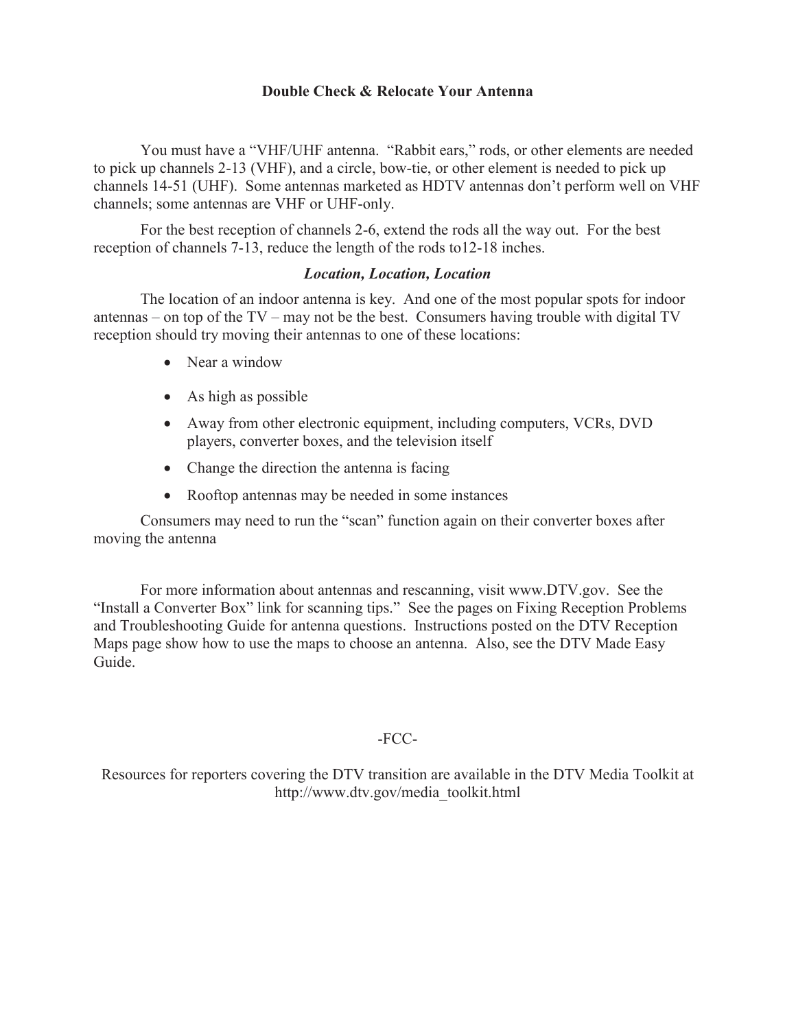## Double Check & Relocate Your Antenna

You must have a "VHF/UHF antenna. "Rabbit ears," rods, or other elements are needed to pick up channels 2-13 (VHF), and a circle, bow-tie, or other element is needed to pick up channels 14-51 (UHF). Some antennas marketed as HDTV antennas don't perform well on VHF channels; some antennas are VHF or UHF-only.

For the best reception of channels 2-6, extend the rods all the way out. For the best reception of channels 7-13, reduce the length of the rods to12-18 inches.

### *Location, Location, Location*

The location of an indoor antenna is key. And one of the most popular spots for indoor antennas – on top of the TV – may not be the best. Consumers having trouble with digital TV reception should try moving their antennas to one of these locations:

- Near a window
- As high as possible
- Away from other electronic equipment, including computers, VCRs, DVD players, converter boxes, and the television itself
- Change the direction the antenna is facing
- Rooftop antennas may be needed in some instances

Consumers may need to run the "scan" function again on their converter boxes after moving the antenna

For more information about antennas and rescanning, visit www.DTV.gov. See the "Install a Converter Box" link for scanning tips." See the pages on Fixing Reception Problems and Troubleshooting Guide for antenna questions. Instructions posted on the DTV Reception Maps page show how to use the maps to choose an antenna. Also, see the DTV Made Easy Guide.

-FCC-

Resources for reporters covering the DTV transition are available in the DTV Media Toolkit at http://www.dtv.gov/media_toolkit.html